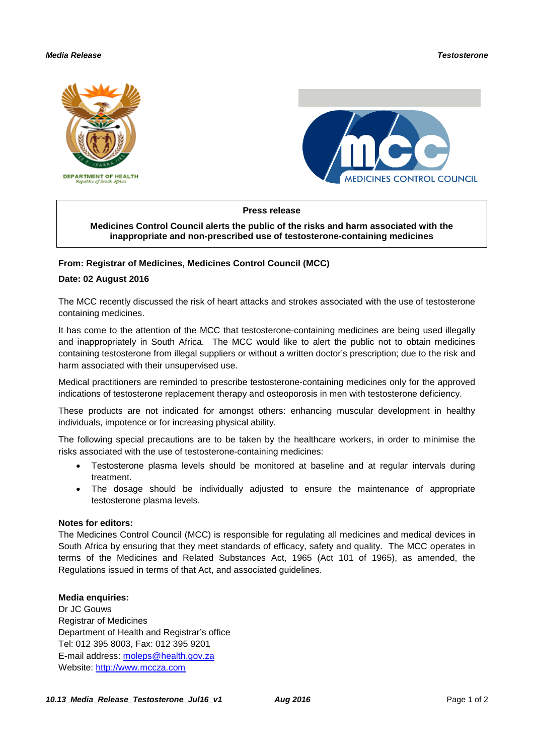**Press release**

**Medicines Control Council alerts the public of the risks and harm associated with the inappropriate and non-prescribed use of testosterone-containing medicines**

**From: Registrar of Medicines, Medicines Control Council (MCC)**

**Date: 02 August 2016**

The MCC recently discussed the risk of heart attacks and strokes associated with the use of testosterone containing medicines.

It has come to the attention of the MCC that testosterone-containing medicines are being used illegally and inappropriately in South Africa. The MCC would like to alert the public not to obtain medicines containing testosterone from illegal suppliers or without a written doctor's prescription; due to the risk and harm associated with their unsupervised use.

Medical practitioners are reminded to prescribe testosterone-containing medicines only for the approved indications of testosterone replacement therapy and osteoporosis in men with testosterone deficiency.

These products are not indicated for amongst others: enhancing muscular development in healthy individuals, impotence or for increasing physical ability.

The following special precautions are to be taken by the healthcare workers, in order to minimise the risks associated with the use of testosterone-containing medicines:

- Testosterone plasma levels should be monitored at baseline and at regular intervals during treatment.
- The dosage should be individually adjusted to ensure the maintenance of appropriate testosterone plasma levels.

**Notes for editors:**
The Medicines Control Council (MCC) is responsible for regulating all medicines and medical devices in South Africa by ensuring that they meet standards of efficacy, safety and quality. The MCC operates in terms of the Medicines and Related Substances Act, 1965 (Act 101 of 1965), as amended, the Regulations issued in terms of that Act, and associated guidelines.

**Media enquiries:**
Dr JC Gouws
Registrar of Medicines
Department of Health and Registrar's office
Tel: 012 395 8003, Fax: 012 395 9201
E-mail address: moleps@health.gov.za
Website: http://www.mccza.com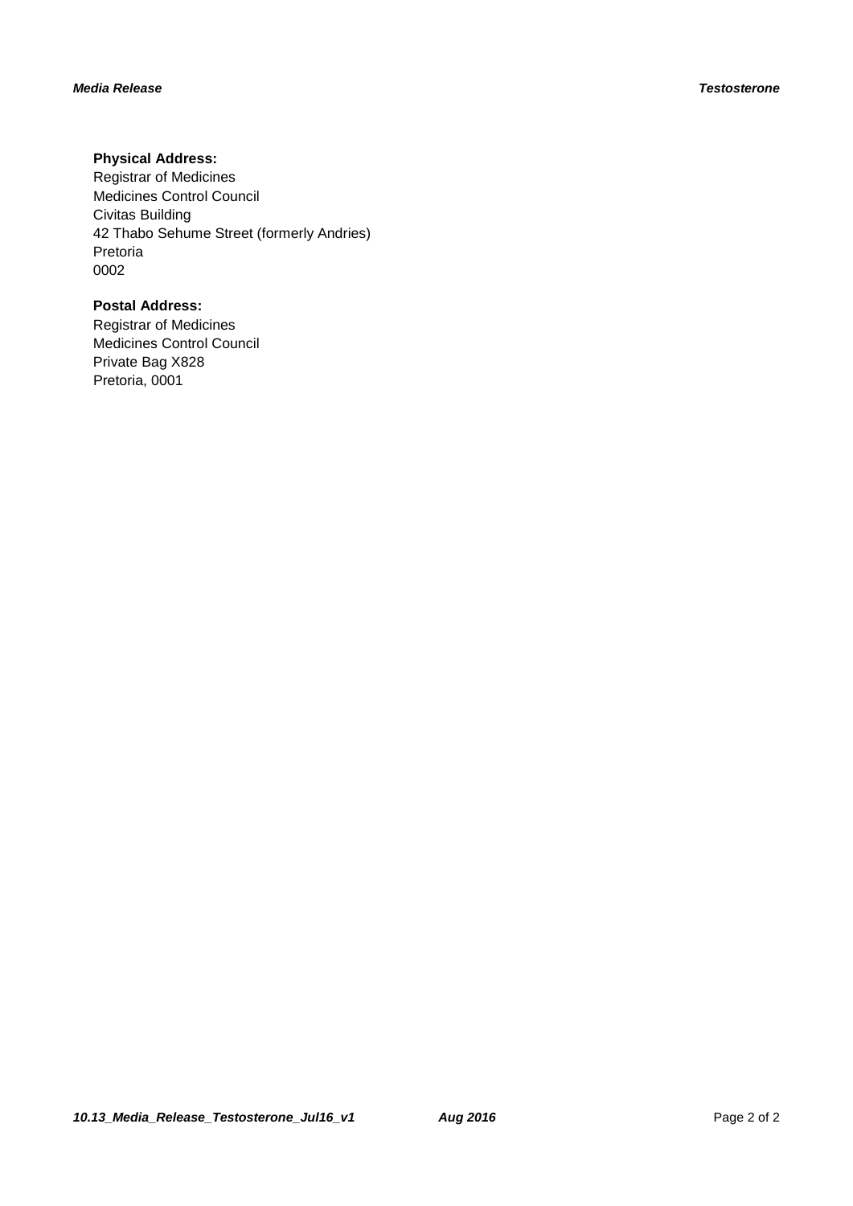**Physical Address:**
Registrar of Medicines
Medicines Control Council
Civitas Building
42 Thabo Sehume Street (formerly Andries)
Pretoria
0002

**Postal Address:**
Registrar of Medicines
Medicines Control Council
Private Bag X828
Pretoria, 0001